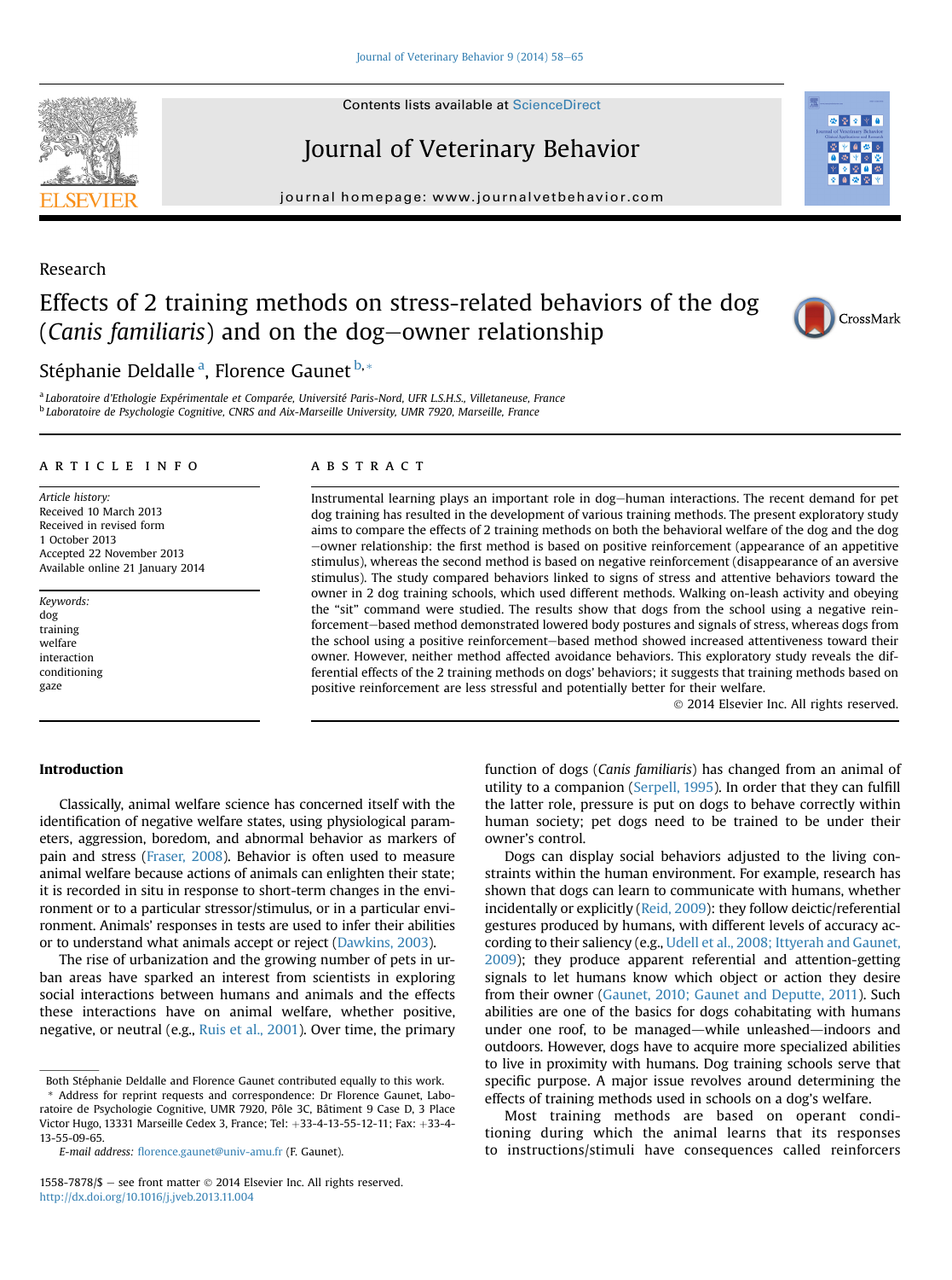Research

# Effects of 2 training methods on stress-related behaviors of the dog (*Canis familiaris*) and on the dog–owner relationship

Stéphanie Deldalle [a], Florence Gaunet [b,*]

[a] Laboratoire d'Ethologie Expérimentale et Comparée, Université Paris-Nord, UFR L.S.H.S., Villetaneuse, France
[b] Laboratoire de Psychologie Cognitive, CNRS and Aix-Marseille University, UMR 7920, Marseille, France

## ARTICLE INFO

*Article history:*
Received 10 March 2013
Received in revised form
1 October 2013
Accepted 22 November 2013
Available online 21 January 2014

*Keywords:*
dog
training
welfare
interaction
conditioning
gaze

## ABSTRACT

Instrumental learning plays an important role in dog–human interactions. The recent demand for pet dog training has resulted in the development of various training methods. The present exploratory study aims to compare the effects of 2 training methods on both the behavioral welfare of the dog and the dog–owner relationship: the first method is based on positive reinforcement (appearance of an appetitive stimulus), whereas the second method is based on negative reinforcement (disappearance of an aversive stimulus). The study compared behaviors linked to signs of stress and attentive behaviors toward the owner in 2 dog training schools, which used different methods. Walking on-leash activity and obeying the "sit" command were studied. The results show that dogs from the school using a negative reinforcement–based method demonstrated lowered body postures and signals of stress, whereas dogs from the school using a positive reinforcement–based method showed increased attentiveness toward their owner. However, neither method affected avoidance behaviors. This exploratory study reveals the differential effects of the 2 training methods on dogs' behaviors; it suggests that training methods based on positive reinforcement are less stressful and potentially better for their welfare.

© 2014 Elsevier Inc. All rights reserved.

## Introduction

Classically, animal welfare science has concerned itself with the identification of negative welfare states, using physiological parameters, aggression, boredom, and abnormal behavior as markers of pain and stress (Fraser, 2008). Behavior is often used to measure animal welfare because actions of animals can enlighten their state; it is recorded in situ in response to short-term changes in the environment or to a particular stressor/stimulus, or in a particular environment. Animals' responses in tests are used to infer their abilities or to understand what animals accept or reject (Dawkins, 2003).

The rise of urbanization and the growing number of pets in urban areas have sparked an interest from scientists in exploring social interactions between humans and animals and the effects these interactions have on animal welfare, whether positive, negative, or neutral (e.g., Ruis et al., 2001). Over time, the primary function of dogs (*Canis familiaris*) has changed from an animal of utility to a companion (Serpell, 1995). In order that they can fulfill the latter role, pressure is put on dogs to behave correctly within human society; pet dogs need to be trained to be under their owner's control.

Dogs can display social behaviors adjusted to the living constraints within the human environment. For example, research has shown that dogs can learn to communicate with humans, whether incidentally or explicitly (Reid, 2009): they follow deictic/referential gestures produced by humans, with different levels of accuracy according to their saliency (e.g., Udell et al., 2008; Ittyerah and Gaunet, 2009); they produce referential and attention-getting signals to let humans know which object or action they desire from their owner (Gaunet, 2010; Gaunet and Deputte, 2011). Such abilities are one of the basics for dogs cohabitating with humans under one roof, to be managed—while unleashed—indoors and outdoors. However, dogs have to acquire more specialized abilities to live in proximity with humans. Dog training schools serve that specific purpose. A major issue revolves around determining the effects of training methods used in schools on a dog's welfare.

Most training methods are based on operant conditioning during which the animal learns that its responses to instructions/stimuli have consequences called reinforcers

---

Both Stéphanie Deldalle and Florence Gaunet contributed equally to this work.

\* Address for reprint requests and correspondence: Dr Florence Gaunet, Laboratoire de Psychologie Cognitive, UMR 7920, Pôle 3C, Bâtiment 9 Case D, 3 Place Victor Hugo, 13331 Marseille Cedex 3, France; Tel: +33-4-13-55-12-11; Fax: +33-4-13-55-09-65.

*E-mail address:* florence.gaunet@univ-amu.fr (F. Gaunet).

1558-7878/$ – see front matter © 2014 Elsevier Inc. All rights reserved.
http://dx.doi.org/10.1016/j.jveb.2013.11.004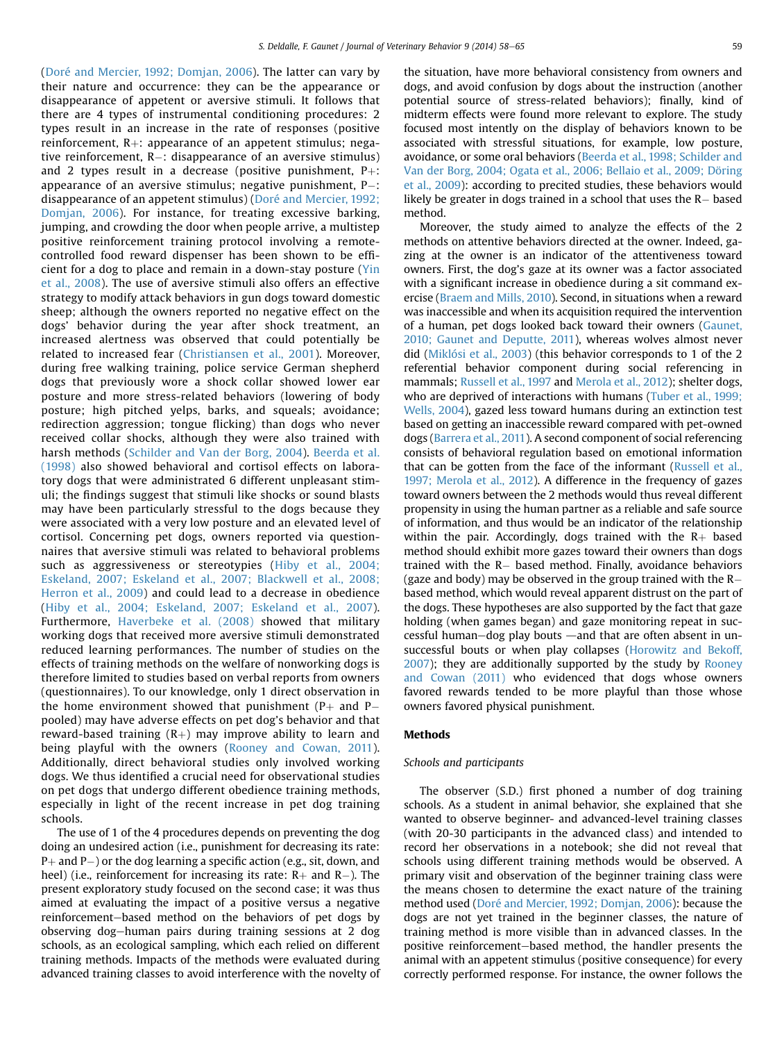(Doré and Mercier, 1992; Domjan, 2006). The latter can vary by their nature and occurrence: they can be the appearance or disappearance of appetent or aversive stimuli. It follows that there are 4 types of instrumental conditioning procedures: 2 types result in an increase in the rate of responses (positive reinforcement, R+: appearance of an appetent stimulus; negative reinforcement, R−: disappearance of an aversive stimulus) and 2 types result in a decrease (positive punishment, P+: appearance of an aversive stimulus; negative punishment, P−: disappearance of an appetent stimulus) (Doré and Mercier, 1992; Domjan, 2006). For instance, for treating excessive barking, jumping, and crowding the door when people arrive, a multistep positive reinforcement training protocol involving a remote-controlled food reward dispenser has been shown to be efficient for a dog to place and remain in a down-stay posture (Yin et al., 2008). The use of aversive stimuli also offers an effective strategy to modify attack behaviors in gun dogs toward domestic sheep; although the owners reported no negative effect on the dogs' behavior during the year after shock treatment, an increased alertness was observed that could potentially be related to increased fear (Christiansen et al., 2001). Moreover, during free walking training, police service German shepherd dogs that previously wore a shock collar showed lower ear posture and more stress-related behaviors (lowering of body posture; high pitched yelps, barks, and squeals; avoidance; redirection aggression; tongue flicking) than dogs who never received collar shocks, although they were also trained with harsh methods (Schilder and Van der Borg, 2004). Beerda et al. (1998) also showed behavioral and cortisol effects on laboratory dogs that were administrated 6 different unpleasant stimuli; the findings suggest that stimuli like shocks or sound blasts may have been particularly stressful to the dogs because they were associated with a very low posture and an elevated level of cortisol. Concerning pet dogs, owners reported via questionnaires that aversive stimuli was related to behavioral problems such as aggressiveness or stereotypies (Hiby et al., 2004; Eskeland, 2007; Eskeland et al., 2007; Blackwell et al., 2008; Herron et al., 2009) and could lead to a decrease in obedience (Hiby et al., 2004; Eskeland, 2007; Eskeland et al., 2007). Furthermore, Haverbeke et al. (2008) showed that military working dogs that received more aversive stimuli demonstrated reduced learning performances. The number of studies on the effects of training methods on the welfare of nonworking dogs is therefore limited to studies based on verbal reports from owners (questionnaires). To our knowledge, only 1 direct observation in the home environment showed that punishment (P+ and P− pooled) may have adverse effects on pet dog's behavior and that reward-based training (R+) may improve ability to learn and being playful with the owners (Rooney and Cowan, 2011). Additionally, direct behavioral studies only involved working dogs. We thus identified a crucial need for observational studies on pet dogs that undergo different obedience training methods, especially in light of the recent increase in pet dog training schools.

The use of 1 of the 4 procedures depends on preventing the dog doing an undesired action (i.e., punishment for decreasing its rate: P+ and P−) or the dog learning a specific action (e.g., sit, down, and heel) (i.e., reinforcement for increasing its rate: R+ and R−). The present exploratory study focused on the second case; it was thus aimed at evaluating the impact of a positive versus a negative reinforcement–based method on the behaviors of pet dogs by observing dog–human pairs during training sessions at 2 dog schools, as an ecological sampling, which each relied on different training methods. Impacts of the methods were evaluated during advanced training classes to avoid interference with the novelty of the situation, have more behavioral consistency from owners and dogs, and avoid confusion by dogs about the instruction (another potential source of stress-related behaviors); finally, kind of midterm effects were found more relevant to explore. The study focused most intently on the display of behaviors known to be associated with stressful situations, for example, low posture, avoidance, or some oral behaviors (Beerda et al., 1998; Schilder and Van der Borg, 2004; Ogata et al., 2006; Bellaio et al., 2009; Döring et al., 2009): according to precited studies, these behaviors would likely be greater in dogs trained in a school that uses the R− based method.

Moreover, the study aimed to analyze the effects of the 2 methods on attentive behaviors directed at the owner. Indeed, gazing at the owner is an indicator of the attentiveness toward owners. First, the dog's gaze at its owner was a factor associated with a significant increase in obedience during a sit command exercise (Braem and Mills, 2010). Second, in situations when a reward was inaccessible and when its acquisition required the intervention of a human, pet dogs looked back toward their owners (Gaunet, 2010; Gaunet and Deputte, 2011), whereas wolves almost never did (Miklósi et al., 2003) (this behavior corresponds to 1 of the 2 referential behavior component during social referencing in mammals; Russell et al., 1997 and Merola et al., 2012); shelter dogs, who are deprived of interactions with humans (Tuber et al., 1999; Wells, 2004), gazed less toward humans during an extinction test based on getting an inaccessible reward compared with pet-owned dogs (Barrera et al., 2011). A second component of social referencing consists of behavioral regulation based on emotional information that can be gotten from the face of the informant (Russell et al., 1997; Merola et al., 2012). A difference in the frequency of gazes toward owners between the 2 methods would thus reveal different propensity in using the human partner as a reliable and safe source of information, and thus would be an indicator of the relationship within the pair. Accordingly, dogs trained with the R+ based method should exhibit more gazes toward their owners than dogs trained with the R− based method. Finally, avoidance behaviors (gaze and body) may be observed in the group trained with the R− based method, which would reveal apparent distrust on the part of the dogs. These hypotheses are also supported by the fact that gaze holding (when games began) and gaze monitoring repeat in successful human–dog play bouts —and that are often absent in unsuccessful bouts or when play collapses (Horowitz and Bekoff, 2007); they are additionally supported by the study by Rooney and Cowan (2011) who evidenced that dogs whose owners favored rewards tended to be more playful than those whose owners favored physical punishment.

## Methods

### Schools and participants

The observer (S.D.) first phoned a number of dog training schools. As a student in animal behavior, she explained that she wanted to observe beginner- and advanced-level training classes (with 20-30 participants in the advanced class) and intended to record her observations in a notebook; she did not reveal that schools using different training methods would be observed. A primary visit and observation of the beginner training class were the means chosen to determine the exact nature of the training method used (Doré and Mercier, 1992; Domjan, 2006): because the dogs are not yet trained in the beginner classes, the nature of training method is more visible than in advanced classes. In the positive reinforcement–based method, the handler presents the animal with an appetent stimulus (positive consequence) for every correctly performed response. For instance, the owner follows the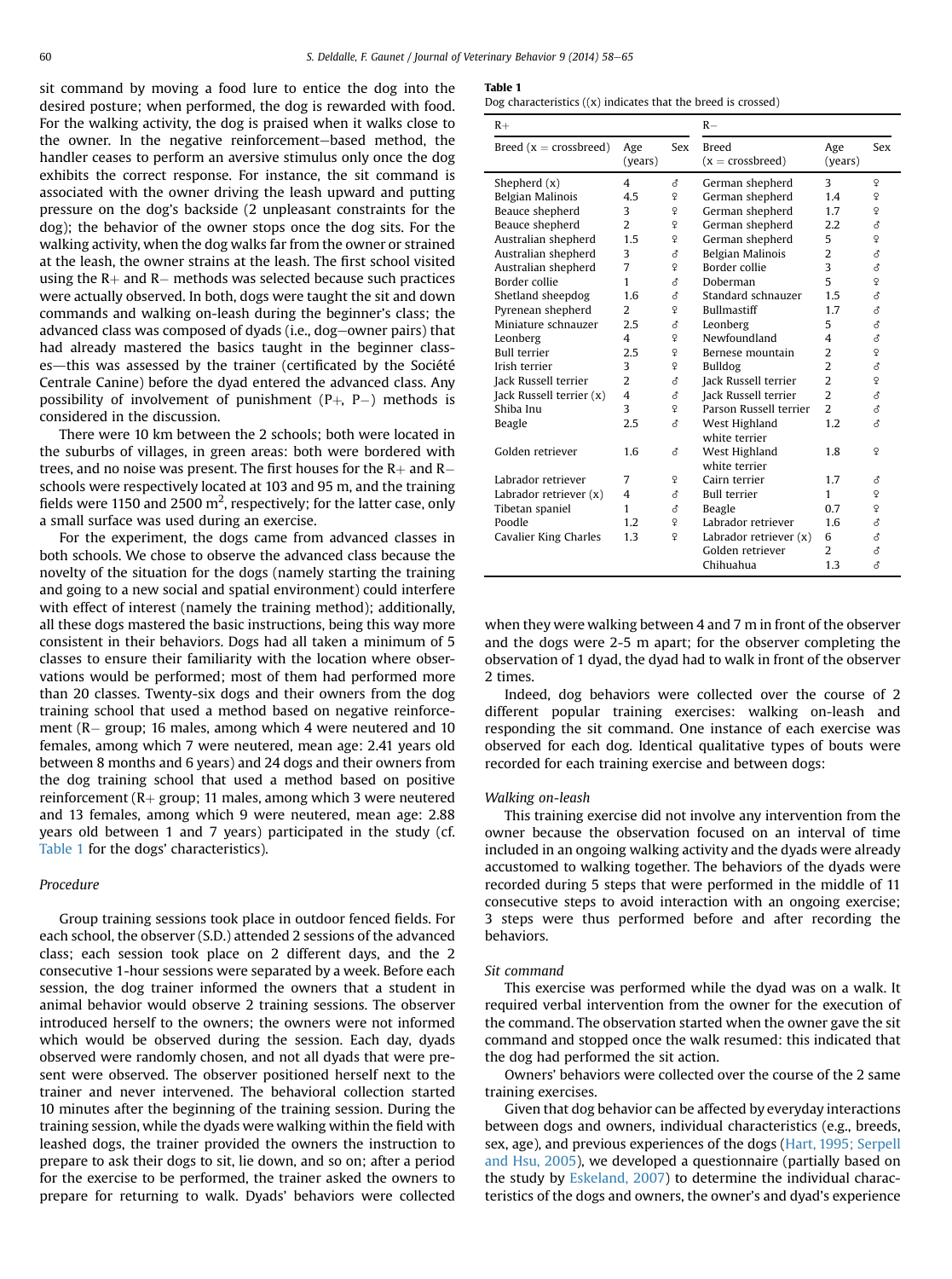sit command by moving a food lure to entice the dog into the desired posture; when performed, the dog is rewarded with food. For the walking activity, the dog is praised when it walks close to the owner. In the negative reinforcement–based method, the handler ceases to perform an aversive stimulus only once the dog exhibits the correct response. For instance, the sit command is associated with the owner driving the leash upward and putting pressure on the dog's backside (2 unpleasant constraints for the dog); the behavior of the owner stops once the dog sits. For the walking activity, when the dog walks far from the owner or strained at the leash, the owner strains at the leash. The first school visited using the R+ and R− methods was selected because such practices were actually observed. In both, dogs were taught the sit and down commands and walking on-leash during the beginner's class; the advanced class was composed of dyads (i.e., dog–owner pairs) that had already mastered the basics taught in the beginner classes—this was assessed by the trainer (certificated by the Société Centrale Canine) before the dyad entered the advanced class. Any possibility of involvement of punishment (P+, P−) methods is considered in the discussion.

There were 10 km between the 2 schools; both were located in the suburbs of villages, in green areas: both were bordered with trees, and no noise was present. The first houses for the R+ and R− schools were respectively located at 103 and 95 m, and the training fields were 1150 and 2500 m$^2$, respectively; for the latter case, only a small surface was used during an exercise.

For the experiment, the dogs came from advanced classes in both schools. We chose to observe the advanced class because the novelty of the situation for the dogs (namely starting the training and going to a new social and spatial environment) could interfere with effect of interest (namely the training method); additionally, all these dogs mastered the basic instructions, being this way more consistent in their behaviors. Dogs had all taken a minimum of 5 classes to ensure their familiarity with the location where observations would be performed; most of them had performed more than 20 classes. Twenty-six dogs and their owners from the dog training school that used a method based on negative reinforcement (R− group; 16 males, among which 4 were neutered and 10 females, among which 7 were neutered, mean age: 2.41 years old between 8 months and 6 years) and 24 dogs and their owners from the dog training school that used a method based on positive reinforcement (R+ group; 11 males, among which 3 were neutered and 13 females, among which 9 were neutered, mean age: 2.88 years old between 1 and 7 years) participated in the study (cf. Table 1 for the dogs' characteristics).

### Procedure

Group training sessions took place in outdoor fenced fields. For each school, the observer (S.D.) attended 2 sessions of the advanced class; each session took place on 2 different days, and the 2 consecutive 1-hour sessions were separated by a week. Before each session, the dog trainer informed the owners that a student in animal behavior would observe 2 training sessions. The observer introduced herself to the owners; the owners were not informed which would be observed during the session. Each day, dyads observed were randomly chosen, and not all dyads that were present were observed. The observer positioned herself next to the trainer and never intervened. The behavioral collection started 10 minutes after the beginning of the training session. During the training session, while the dyads were walking within the field with leashed dogs, the trainer provided the owners the instruction to prepare to ask their dogs to sit, lie down, and so on; after a period for the exercise to be performed, the trainer asked the owners to prepare for returning to walk. Dyads' behaviors were collected when they were walking between 4 and 7 m in front of the observer and the dogs were 2-5 m apart; for the observer completing the observation of 1 dyad, the dyad had to walk in front of the observer 2 times.

**Table 1**
Dog characteristics ((x) indicates that the breed is crossed)

| R+ | | | R− | | |
|---|---|---|---|---|---|
| Breed (x = crossbreed) | Age (years) | Sex | Breed (x = crossbreed) | Age (years) | Sex |
| Shepherd (x) | 4 | ♂ | German shepherd | 3 | ♀ |
| Belgian Malinois | 4.5 | ♀ | German shepherd | 1.4 | ♀ |
| Beauce shepherd | 3 | ♀ | German shepherd | 1.7 | ♀ |
| Beauce shepherd | 2 | ♀ | German shepherd | 2.2 | ♂ |
| Australian shepherd | 1.5 | ♀ | German shepherd | 5 | ♀ |
| Australian shepherd | 3 | ♂ | Belgian Malinois | 2 | ♂ |
| Australian shepherd | 7 | ♀ | Border collie | 3 | ♂ |
| Border collie | 1 | ♂ | Doberman | 5 | ♀ |
| Shetland sheepdog | 1.6 | ♂ | Standard schnauzer | 1.5 | ♂ |
| Pyrenean shepherd | 2 | ♀ | Bullmastiff | 1.7 | ♂ |
| Miniature schnauzer | 2.5 | ♂ | Leonberg | 5 | ♂ |
| Leonberg | 4 | ♀ | Newfoundland | 4 | ♂ |
| Bull terrier | 2.5 | ♀ | Bernese mountain | 2 | ♀ |
| Irish terrier | 3 | ♀ | Bulldog | 2 | ♂ |
| Jack Russell terrier | 2 | ♂ | Jack Russell terrier | 2 | ♀ |
| Jack Russell terrier (x) | 4 | ♂ | Jack Russell terrier | 2 | ♂ |
| Shiba Inu | 3 | ♀ | Parson Russell terrier | 2 | ♂ |
| Beagle | 2.5 | ♂ | West Highland white terrier | 1.2 | ♂ |
| Golden retriever | 1.6 | ♂ | West Highland white terrier | 1.8 | ♀ |
| Labrador retriever | 7 | ♀ | Cairn terrier | 1.7 | ♂ |
| Labrador retriever (x) | 4 | ♂ | Bull terrier | 1 | ♀ |
| Tibetan spaniel | 1 | ♂ | Beagle | 0.7 | ♀ |
| Poodle | 1.2 | ♀ | Labrador retriever | 1.6 | ♂ |
| Cavalier King Charles | 1.3 | ♀ | Labrador retriever (x) | 6 | ♂ |
| | | | Golden retriever | 2 | ♂ |
| | | | Chihuahua | 1.3 | ♂ |

Indeed, dog behaviors were collected over the course of 2 different popular training exercises: walking on-leash and responding the sit command. One instance of each exercise was observed for each dog. Identical qualitative types of bouts were recorded for each training exercise and between dogs:

#### Walking on-leash

This training exercise did not involve any intervention from the owner because the observation focused on an interval of time included in an ongoing walking activity and the dyads were already accustomed to walking together. The behaviors of the dyads were recorded during 5 steps that were performed in the middle of 11 consecutive steps to avoid interaction with an ongoing exercise; 3 steps were thus performed before and after recording the behaviors.

#### Sit command

This exercise was performed while the dyad was on a walk. It required verbal intervention from the owner for the execution of the command. The observation started when the owner gave the sit command and stopped once the walk resumed: this indicated that the dog had performed the sit action.

Owners' behaviors were collected over the course of the 2 same training exercises.

Given that dog behavior can be affected by everyday interactions between dogs and owners, individual characteristics (e.g., breeds, sex, age), and previous experiences of the dogs (Hart, 1995; Serpell and Hsu, 2005), we developed a questionnaire (partially based on the study by Eskeland, 2007) to determine the individual characteristics of the dogs and owners, the owner's and dyad's experience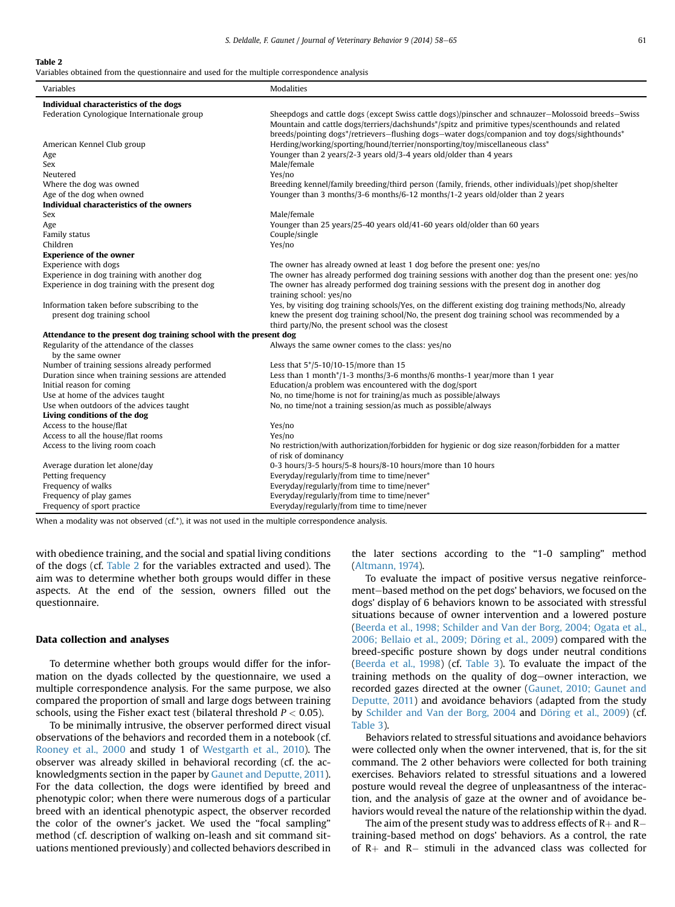**Table 2**
Variables obtained from the questionnaire and used for the multiple correspondence analysis

| Variables | Modalities |
|---|---|
| **Individual characteristics of the dogs** | |
| Federation Cynologique Internationale group | Sheepdogs and cattle dogs (except Swiss cattle dogs)/pinscher and schnauzer—Molossoid breeds—Swiss Mountain and cattle dogs/terriers/dachshunds*/spitz and primitive types/scenthounds and related breeds/pointing dogs*/retrievers—flushing dogs—water dogs/companion and toy dogs/sighthounds* |
| American Kennel Club group | Herding/working/sporting/hound/terrier/nonsporting/toy/miscellaneous class* |
| Age | Younger than 2 years/2-3 years old/3-4 years old/older than 4 years |
| Sex | Male/female |
| Neutered | Yes/no |
| Where the dog was owned | Breeding kennel/family breeding/third person (family, friends, other individuals)/pet shop/shelter |
| Age of the dog when owned | Younger than 3 months/3-6 months/6-12 months/1-2 years old/older than 2 years |
| **Individual characteristics of the owners** | |
| Sex | Male/female |
| Age | Younger than 25 years/25-40 years old/41-60 years old/older than 60 years |
| Family status | Couple/single |
| Children | Yes/no |
| **Experience of the owner** | |
| Experience with dogs | The owner has already owned at least 1 dog before the present one: yes/no |
| Experience in dog training with another dog | The owner has already performed dog training sessions with another dog than the present one: yes/no |
| Experience in dog training with the present dog | The owner has already performed dog training sessions with the present dog in another dog training school: yes/no |
| Information taken before subscribing to the present dog training school | Yes, by visiting dog training schools/Yes, on the different existing dog training methods/No, already knew the present dog training school/No, the present dog training school was recommended by a third party/No, the present school was the closest |
| **Attendance to the present dog training school with the present dog** | |
| Regularity of the attendance of the classes by the same owner | Always the same owner comes to the class: yes/no |
| Number of training sessions already performed | Less that 5*/5-10/10-15/more than 15 |
| Duration since when training sessions are attended | Less than 1 month*/1-3 months/3-6 months/6 months-1 year/more than 1 year |
| Initial reason for coming | Education/a problem was encountered with the dog/sport |
| Use at home of the advices taught | No, no time/home is not for training/as much as possible/always |
| Use when outdoors of the advices taught | No, no time/not a training session/as much as possible/always |
| **Living conditions of the dog** | |
| Access to the house/flat | Yes/no |
| Access to all the house/flat rooms | Yes/no |
| Access to the living room coach | No restriction/with authorization/forbidden for hygienic or dog size reason/forbidden for a matter of risk of dominancy |
| Average duration let alone/day | 0-3 hours/3-5 hours/5-8 hours/8-10 hours/more than 10 hours |
| Petting frequency | Everyday/regularly/from time to time/never* |
| Frequency of walks | Everyday/regularly/from time to time/never* |
| Frequency of play games | Everyday/regularly/from time to time/never* |
| Frequency of sport practice | Everyday/regularly/from time to time/never |

When a modality was not observed (cf.*), it was not used in the multiple correspondence analysis.

with obedience training, and the social and spatial living conditions of the dogs (cf. Table 2 for the variables extracted and used). The aim was to determine whether both groups would differ in these aspects. At the end of the session, owners filled out the questionnaire.

## Data collection and analyses

To determine whether both groups would differ for the information on the dyads collected by the questionnaire, we used a multiple correspondence analysis. For the same purpose, we also compared the proportion of small and large dogs between training schools, using the Fisher exact test (bilateral threshold $P < 0.05$).

To be minimally intrusive, the observer performed direct visual observations of the behaviors and recorded them in a notebook (cf. Rooney et al., 2000 and study 1 of Westgarth et al., 2010). The observer was already skilled in behavioral recording (cf. the acknowledgments section in the paper by Gaunet and Deputte, 2011). For the data collection, the dogs were identified by breed and phenotypic color; when there were numerous dogs of a particular breed with an identical phenotypic aspect, the observer recorded the color of the owner's jacket. We used the "focal sampling" method (cf. description of walking on-leash and sit command situations mentioned previously) and collected behaviors described in the later sections according to the "1-0 sampling" method (Altmann, 1974).

To evaluate the impact of positive versus negative reinforcement—based method on the pet dogs' behaviors, we focused on the dogs' display of 6 behaviors known to be associated with stressful situations because of owner intervention and a lowered posture (Beerda et al., 1998; Schilder and Van der Borg, 2004; Ogata et al., 2006; Bellaio et al., 2009; Döring et al., 2009) compared with the breed-specific posture shown by dogs under neutral conditions (Beerda et al., 1998) (cf. Table 3). To evaluate the impact of the training methods on the quality of dog—owner interaction, we recorded gazes directed at the owner (Gaunet, 2010; Gaunet and Deputte, 2011) and avoidance behaviors (adapted from the study by Schilder and Van der Borg, 2004 and Döring et al., 2009) (cf. Table 3).

Behaviors related to stressful situations and avoidance behaviors were collected only when the owner intervened, that is, for the sit command. The 2 other behaviors were collected for both training exercises. Behaviors related to stressful situations and a lowered posture would reveal the degree of unpleasantness of the interaction, and the analysis of gaze at the owner and of avoidance behaviors would reveal the nature of the relationship within the dyad.

The aim of the present study was to address effects of R+ and R− training-based method on dogs' behaviors. As a control, the rate of R+ and R− stimuli in the advanced class was collected for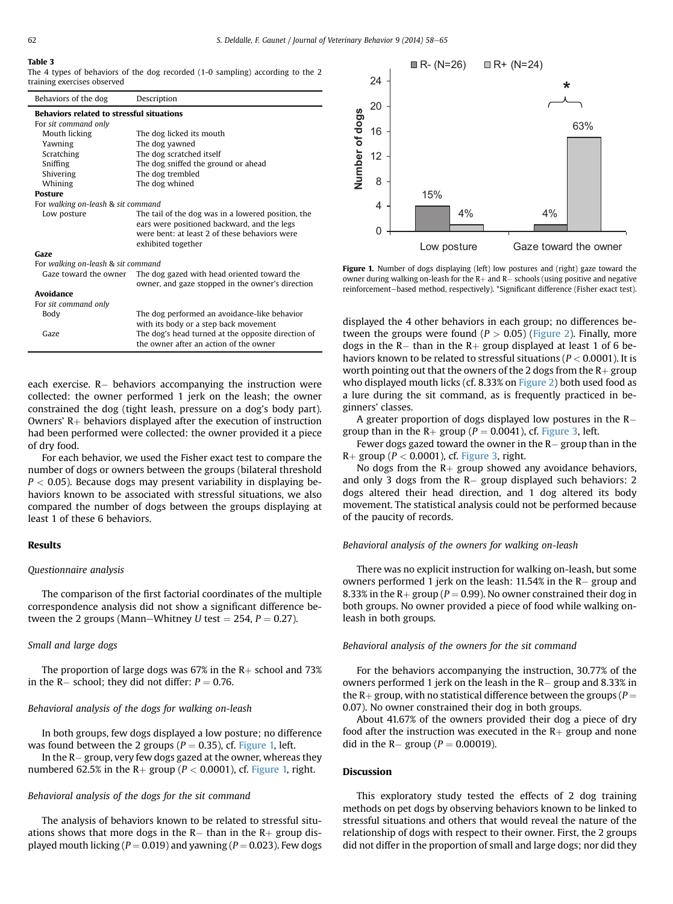**Table 3**
The 4 types of behaviors of the dog recorded (1-0 sampling) according to the 2 training exercises observed

| Behaviors of the dog | Description |
|---|---|
| **Behaviors related to stressful situations** | |
| For *sit command only* | |
| Mouth licking | The dog licked its mouth |
| Yawning | The dog yawned |
| Scratching | The dog scratched itself |
| Sniffing | The dog sniffed the ground or ahead |
| Shivering | The dog trembled |
| Whining | The dog whined |
| **Posture** | |
| For *walking on-leash & sit command* | |
| Low posture | The tail of the dog was in a lowered position, the ears were positioned backward, and the legs were bent: at least 2 of these behaviors were exhibited together |
| **Gaze** | |
| For *walking on-leash & sit command* | |
| Gaze toward the owner | The dog gazed with head oriented toward the owner, and gaze stopped in the owner's direction |
| **Avoidance** | |
| For *sit command only* | |
| Body | The dog performed an avoidance-like behavior with its body or a step back movement |
| Gaze | The dog's head turned at the opposite direction of the owner after an action of the owner |

each exercise. R− behaviors accompanying the instruction were collected: the owner performed 1 jerk on the leash; the owner constrained the dog (tight leash, pressure on a dog's body part). Owners' R+ behaviors displayed after the execution of instruction had been performed were collected: the owner provided it a piece of dry food.

For each behavior, we used the Fisher exact test to compare the number of dogs or owners between the groups (bilateral threshold $P < 0.05$). Because dogs may present variability in displaying behaviors known to be associated with stressful situations, we also compared the number of dogs between the groups displaying at least 1 of these 6 behaviors.

## Results

### *Questionnaire analysis*

The comparison of the first factorial coordinates of the multiple correspondence analysis did not show a significant difference between the 2 groups (Mann−Whitney $U$ test = 254, $P = 0.27$).

### *Small and large dogs*

The proportion of large dogs was 67% in the R+ school and 73% in the R− school; they did not differ: $P = 0.76$.

### *Behavioral analysis of the dogs for walking on-leash*

In both groups, few dogs displayed a low posture; no difference was found between the 2 groups ($P = 0.35$), cf. Figure 1, left.

In the R− group, very few dogs gazed at the owner, whereas they numbered 62.5% in the R+ group ($P < 0.0001$), cf. Figure 1, right.

### *Behavioral analysis of the dogs for the sit command*

The analysis of behaviors known to be related to stressful situations shows that more dogs in the R− than in the R+ group displayed mouth licking ($P = 0.019$) and yawning ($P = 0.023$). Few dogs

| | R- (N=26) | R+ (N=24) |
|---|---|---|
| Low posture | 15% | 4% |
| Gaze toward the owner | 4% | 63% * |

**Figure 1.** Number of dogs displaying (left) low postures and (right) gaze toward the owner during walking on-leash for the R+ and R− schools (using positive and negative reinforcement−based method, respectively). *Significant difference (Fisher exact test).

displayed the 4 other behaviors in each group; no differences between the groups were found ($P > 0.05$) (Figure 2). Finally, more dogs in the R− than in the R+ group displayed at least 1 of 6 behaviors known to be related to stressful situations ($P < 0.0001$). It is worth pointing out that the owners of the 2 dogs from the R+ group who displayed mouth licks (cf. 8.33% on Figure 2) both used food as a lure during the sit command, as is frequently practiced in beginners' classes.

A greater proportion of dogs displayed low postures in the R− group than in the R+ group ($P = 0.0041$), cf. Figure 3, left.

Fewer dogs gazed toward the owner in the R− group than in the R+ group ($P < 0.0001$), cf. Figure 3, right.

No dogs from the R+ group showed any avoidance behaviors, and only 3 dogs from the R− group displayed such behaviors: 2 dogs altered their head direction, and 1 dog altered its body movement. The statistical analysis could not be performed because of the paucity of records.

### *Behavioral analysis of the owners for walking on-leash*

There was no explicit instruction for walking on-leash, but some owners performed 1 jerk on the leash: 11.54% in the R− group and 8.33% in the R+ group ($P = 0.99$). No owner constrained their dog in both groups. No owner provided a piece of food while walking on-leash in both groups.

### *Behavioral analysis of the owners for the sit command*

For the behaviors accompanying the instruction, 30.77% of the owners performed 1 jerk on the leash in the R− group and 8.33% in the R+ group, with no statistical difference between the groups ($P = 0.07$). No owner constrained their dog in both groups.

About 41.67% of the owners provided their dog a piece of dry food after the instruction was executed in the R+ group and none did in the R− group ($P = 0.00019$).

## Discussion

This exploratory study tested the effects of 2 dog training methods on pet dogs by observing behaviors known to be linked to stressful situations and others that would reveal the nature of the relationship of dogs with respect to their owner. First, the 2 groups did not differ in the proportion of small and large dogs; nor did they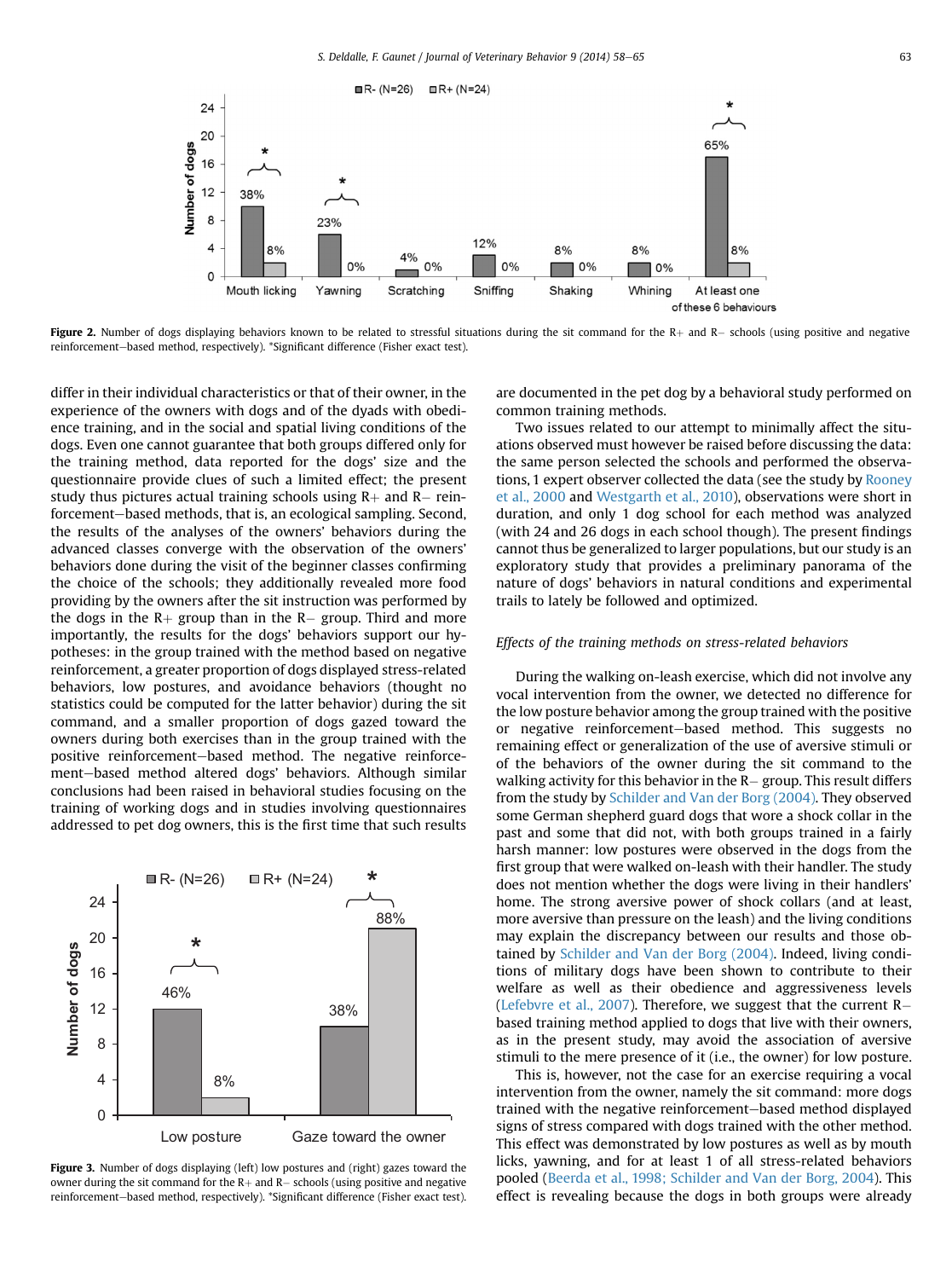Figure 2. Number of dogs displaying behaviors known to be related to stressful situations during the sit command for the R+ and R− schools (using positive and negative reinforcement−based method, respectively). *Significant difference (Fisher exact test).

differ in their individual characteristics or that of their owner, in the experience of the owners with dogs and of the dyads with obedience training, and in the social and spatial living conditions of the dogs. Even one cannot guarantee that both groups differed only for the training method, data reported for the dogs' size and the questionnaire provide clues of such a limited effect; the present study thus pictures actual training schools using R+ and R− reinforcement−based methods, that is, an ecological sampling. Second, the results of the analyses of the owners' behaviors during the advanced classes converge with the observation of the owners' behaviors done during the visit of the beginner classes confirming the choice of the schools; they additionally revealed more food providing by the owners after the sit instruction was performed by the dogs in the R+ group than in the R− group. Third and more importantly, the results for the dogs' behaviors support our hypotheses: in the group trained with the method based on negative reinforcement, a greater proportion of dogs displayed stress-related behaviors, low postures, and avoidance behaviors (thought no statistics could be computed for the latter behavior) during the sit command, and a smaller proportion of dogs gazed toward the owners during both exercises than in the group trained with the positive reinforcement−based method. The negative reinforcement−based method altered dogs' behaviors. Although similar conclusions had been raised in behavioral studies focusing on the training of working dogs and in studies involving questionnaires addressed to pet dog owners, this is the first time that such results are documented in the pet dog by a behavioral study performed on common training methods.

Figure 3. Number of dogs displaying (left) low postures and (right) gazes toward the owner during the sit command for the R+ and R− schools (using positive and negative reinforcement−based method, respectively). *Significant difference (Fisher exact test).

Two issues related to our attempt to minimally affect the situations observed must however be raised before discussing the data: the same person selected the schools and performed the observations, 1 expert observer collected the data (see the study by Rooney et al., 2000 and Westgarth et al., 2010), observations were short in duration, and only 1 dog school for each method was analyzed (with 24 and 26 dogs in each school though). The present findings cannot thus be generalized to larger populations, but our study is an exploratory study that provides a preliminary panorama of the nature of dogs' behaviors in natural conditions and experimental trails to lately be followed and optimized.

### Effects of the training methods on stress-related behaviors

During the walking on-leash exercise, which did not involve any vocal intervention from the owner, we detected no difference for the low posture behavior among the group trained with the positive or negative reinforcement−based method. This suggests no remaining effect or generalization of the use of aversive stimuli or of the behaviors of the owner during the sit command to the walking activity for this behavior in the R− group. This result differs from the study by Schilder and Van der Borg (2004). They observed some German shepherd guard dogs that wore a shock collar in the past and some that did not, with both groups trained in a fairly harsh manner: low postures were observed in the dogs from the first group that were walked on-leash with their handler. The study does not mention whether the dogs were living in their handlers' home. The strong aversive power of shock collars (and at least, more aversive than pressure on the leash) and the living conditions may explain the discrepancy between our results and those obtained by Schilder and Van der Borg (2004). Indeed, living conditions of military dogs have been shown to contribute to their welfare as well as their obedience and aggressiveness levels (Lefebvre et al., 2007). Therefore, we suggest that the current R−based training method applied to dogs that live with their owners, as in the present study, may avoid the association of aversive stimuli to the mere presence of it (i.e., the owner) for low posture.

This is, however, not the case for an exercise requiring a vocal intervention from the owner, namely the sit command: more dogs trained with the negative reinforcement−based method displayed signs of stress compared with dogs trained with the other method. This effect was demonstrated by low postures as well as by mouth licks, yawning, and for at least 1 of all stress-related behaviors pooled (Beerda et al., 1998; Schilder and Van der Borg, 2004). This effect is revealing because the dogs in both groups were already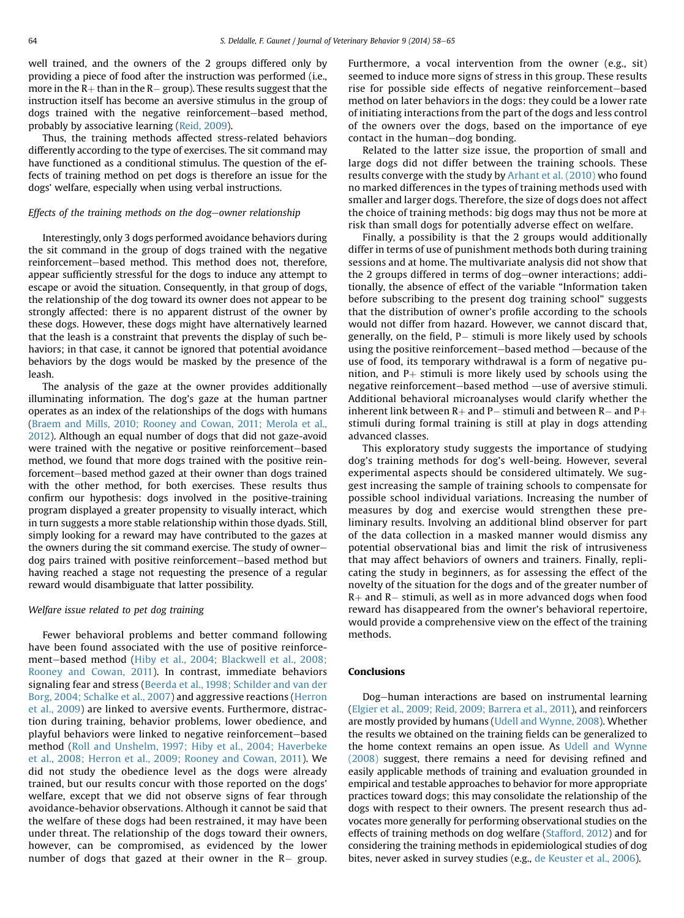well trained, and the owners of the 2 groups differed only by providing a piece of food after the instruction was performed (i.e., more in the R+ than in the R− group). These results suggest that the instruction itself has become an aversive stimulus in the group of dogs trained with the negative reinforcement–based method, probably by associative learning (Reid, 2009).

Thus, the training methods affected stress-related behaviors differently according to the type of exercises. The sit command may have functioned as a conditional stimulus. The question of the effects of training method on pet dogs is therefore an issue for the dogs' welfare, especially when using verbal instructions.

### *Effects of the training methods on the dog–owner relationship*

Interestingly, only 3 dogs performed avoidance behaviors during the sit command in the group of dogs trained with the negative reinforcement–based method. This method does not, therefore, appear sufficiently stressful for the dogs to induce any attempt to escape or avoid the situation. Consequently, in that group of dogs, the relationship of the dog toward its owner does not appear to be strongly affected: there is no apparent distrust of the owner by these dogs. However, these dogs might have alternatively learned that the leash is a constraint that prevents the display of such behaviors; in that case, it cannot be ignored that potential avoidance behaviors by the dogs would be masked by the presence of the leash.

The analysis of the gaze at the owner provides additionally illuminating information. The dog's gaze at the human partner operates as an index of the relationships of the dogs with humans (Braem and Mills, 2010; Rooney and Cowan, 2011; Merola et al., 2012). Although an equal number of dogs that did not gaze-avoid were trained with the negative or positive reinforcement–based method, we found that more dogs trained with the positive reinforcement–based method gazed at their owner than dogs trained with the other method, for both exercises. These results thus confirm our hypothesis: dogs involved in the positive-training program displayed a greater propensity to visually interact, which in turn suggests a more stable relationship within those dyads. Still, simply looking for a reward may have contributed to the gazes at the owners during the sit command exercise. The study of owner–dog pairs trained with positive reinforcement–based method but having reached a stage not requesting the presence of a regular reward would disambiguate that latter possibility.

### *Welfare issue related to pet dog training*

Fewer behavioral problems and better command following have been found associated with the use of positive reinforcement–based method (Hiby et al., 2004; Blackwell et al., 2008; Rooney and Cowan, 2011). In contrast, immediate behaviors signaling fear and stress (Beerda et al., 1998; Schilder and van der Borg, 2004; Schalke et al., 2007) and aggressive reactions (Herron et al., 2009) are linked to aversive events. Furthermore, distraction during training, behavior problems, lower obedience, and playful behaviors were linked to negative reinforcement–based method (Roll and Unshelm, 1997; Hiby et al., 2004; Haverbeke et al., 2008; Herron et al., 2009; Rooney and Cowan, 2011). We did not study the obedience level as the dogs were already trained, but our results concur with those reported on the dogs' welfare, except that we did not observe signs of fear through avoidance-behavior observations. Although it cannot be said that the welfare of these dogs had been restrained, it may have been under threat. The relationship of the dogs toward their owners, however, can be compromised, as evidenced by the lower number of dogs that gazed at their owner in the R− group. Furthermore, a vocal intervention from the owner (e.g., sit) seemed to induce more signs of stress in this group. These results rise for possible side effects of negative reinforcement–based method on later behaviors in the dogs: they could be a lower rate of initiating interactions from the part of the dogs and less control of the owners over the dogs, based on the importance of eye contact in the human–dog bonding.

Related to the latter size issue, the proportion of small and large dogs did not differ between the training schools. These results converge with the study by Arhant et al. (2010) who found no marked differences in the types of training methods used with smaller and larger dogs. Therefore, the size of dogs does not affect the choice of training methods: big dogs may thus not be more at risk than small dogs for potentially adverse effect on welfare.

Finally, a possibility is that the 2 groups would additionally differ in terms of use of punishment methods both during training sessions and at home. The multivariate analysis did not show that the 2 groups differed in terms of dog–owner interactions; additionally, the absence of effect of the variable "Information taken before subscribing to the present dog training school" suggests that the distribution of owner's profile according to the schools would not differ from hazard. However, we cannot discard that, generally, on the field, P− stimuli is more likely used by schools using the positive reinforcement–based method —because of the use of food, its temporary withdrawal is a form of negative punition, and P+ stimuli is more likely used by schools using the negative reinforcement–based method —use of aversive stimuli. Additional behavioral microanalyses would clarify whether the inherent link between R+ and P− stimuli and between R− and P+ stimuli during formal training is still at play in dogs attending advanced classes.

This exploratory study suggests the importance of studying dog's training methods for dog's well-being. However, several experimental aspects should be considered ultimately. We suggest increasing the sample of training schools to compensate for possible school individual variations. Increasing the number of measures by dog and exercise would strengthen these preliminary results. Involving an additional blind observer for part of the data collection in a masked manner would dismiss any potential observational bias and limit the risk of intrusiveness that may affect behaviors of owners and trainers. Finally, replicating the study in beginners, as for assessing the effect of the novelty of the situation for the dogs and of the greater number of R+ and R− stimuli, as well as in more advanced dogs when food reward has disappeared from the owner's behavioral repertoire, would provide a comprehensive view on the effect of the training methods.

## Conclusions

Dog–human interactions are based on instrumental learning (Elgier et al., 2009; Reid, 2009; Barrera et al., 2011), and reinforcers are mostly provided by humans (Udell and Wynne, 2008). Whether the results we obtained on the training fields can be generalized to the home context remains an open issue. As Udell and Wynne (2008) suggest, there remains a need for devising refined and easily applicable methods of training and evaluation grounded in empirical and testable approaches to behavior for more appropriate practices toward dogs; this may consolidate the relationship of the dogs with respect to their owners. The present research thus advocates more generally for performing observational studies on the effects of training methods on dog welfare (Stafford, 2012) and for considering the training methods in epidemiological studies of dog bites, never asked in survey studies (e.g., de Keuster et al., 2006).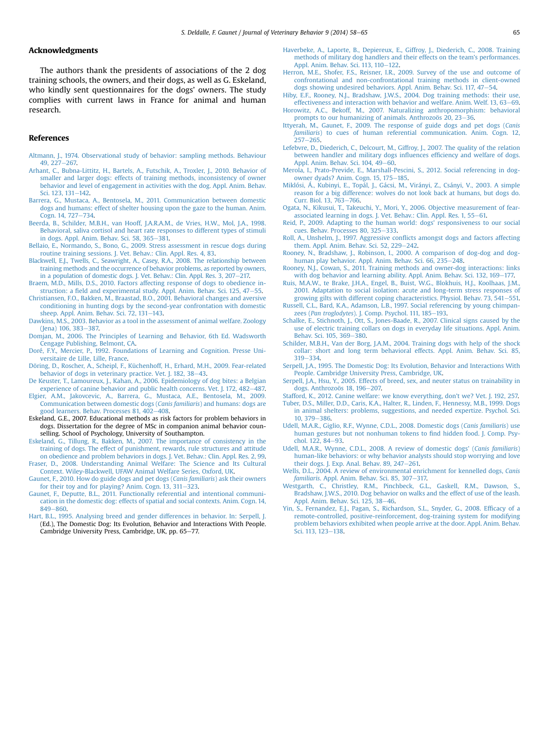## Acknowledgments

The authors thank the presidents of associations of the 2 dog training schools, the owners, and their dogs, as well as G. Eskeland, who kindly sent questionnaires for the dogs' owners. The study complies with current laws in France for animal and human research.

## References

Altmann, J., 1974. Observational study of behavior: sampling methods. Behaviour 49, 227–267.

Arhant, C., Bubna-Littitz, H., Bartels, A., Futschik, A., Troxler, J., 2010. Behavior of smaller and larger dogs: effects of training methods, inconsistency of owner behavior and level of engagement in activities with the dog. Appl. Anim. Behav. Sci. 123, 131–142.

Barrera, G., Mustaca, A., Bentosela, M., 2011. Communication between domestic dogs and humans: effect of shelter housing upon the gaze to the human. Anim. Cogn. 14, 727–734.

Beerda, B., Schilder, M.B.H., van Hooff, J.A.R.A.M., de Vries, H.W., Mol, J.A., 1998. Behavioral, saliva cortisol and heart rate responses to different types of stimuli in dogs. Appl. Anim. Behav. Sci. 58, 365–381.

Bellaio, E., Normando, S., Bono, G., 2009. Stress assessment in rescue dogs during routine training sessions. J. Vet. Behav.: Clin. Appl. Res. 4, 83.

Blackwell, E.J., Twells, C., Seawright, A., Casey, R.A., 2008. The relationship between training methods and the occurrence of behavior problems, as reported by owners, in a population of domestic dogs. J. Vet. Behav.: Clin. Appl. Res. 3, 207–217.

Braem, M.D., Mills, D.S., 2010. Factors affecting response of dogs to obedience instruction: a field and experimental study. Appl. Anim. Behav. Sci. 125, 47–55.

Christiansen, F.O., Bakken, M., Braastad, B.O., 2001. Behavioral changes and aversive conditioning in hunting dogs by the second-year confrontation with domestic sheep. Appl. Anim. Behav. Sci. 72, 131–143.

Dawkins, M.S., 2003. Behavior as a tool in the assessment of animal welfare. Zoology (Jena) 106, 383–387.

Domjan, M., 2006. The Principles of Learning and Behavior, 6th Ed. Wadsworth Cengage Publishing, Belmont, CA.

Doré, F.Y., Mercier, P., 1992. Foundations of Learning and Cognition. Presse Universitaire de Lille, Lille, France.

Döring, D., Roscher, A., Scheipl, F., Küchenhoff, H., Erhard, M.H., 2009. Fear-related behavior of dogs in veterinary practice. Vet. J. 182, 38–43.

De Keuster, T., Lamoureux, J., Kahan, A., 2006. Epidemiology of dog bites: a Belgian experience of canine behavior and public health concerns. Vet. J. 172, 482–487.

Elgier, A.M., Jakovcevic, A., Barrera, G., Mustaca, A.E., Bentosela, M., 2009. Communication between domestic dogs (*Canis familiaris*) and humans: dogs are good learners. Behav. Processes 81, 402–408.

Eskeland, G.E., 2007. Educational methods as risk factors for problem behaviors in dogs. Dissertation for the degree of MSc in companion animal behavior counselling. School of Psychology, University of Southampton.

Eskeland, G., Tillung, R., Bakken, M., 2007. The importance of consistency in the training of dogs. The effect of punishment, rewards, rule structures and attitude on obedience and problem behaviors in dogs. J. Vet. Behav.: Clin. Appl. Res. 2, 99.

Fraser, D., 2008. Understanding Animal Welfare: The Science and Its Cultural Context. Wiley-Blackwell, UFAW Animal Welfare Series, Oxford, UK.

Gaunet, F., 2010. How do guide dogs and pet dogs (*Canis familiaris*) ask their owners for their toy and for playing? Anim. Cogn. 13, 311–323.

Gaunet, F., Deputte, B.L., 2011. Functionally referential and intentional communication in the domestic dog: effects of spatial and social contexts. Anim. Cogn. 14, 849–860.

Hart, B.L., 1995. Analysing breed and gender differences in behavior. In: Serpell, J. (Ed.), The Domestic Dog: Its Evolution, Behavior and Interactions With People. Cambridge University Press, Cambridge, UK, pp. 65–77.

Haverbeke, A., Laporte, B., Depiereux, E., Giffroy, J., Diederich, C., 2008. Training methods of military dog handlers and their effects on the team's performances. Appl. Anim. Behav. Sci. 113, 110–122.

Herron, M.E., Shofer, F.S., Reisner, I.R., 2009. Survey of the use and outcome of confrontational and non-confrontational training methods in client-owned dogs showing undesired behaviors. Appl. Anim. Behav. Sci. 117, 47–54.

Hiby, E.F., Rooney, N.J., Bradshaw, J.W.S., 2004. Dog training methods: their use, effectiveness and interaction with behavior and welfare. Anim. Welf. 13, 63–69.

Horowitz, A.C., Bekoff, M., 2007. Naturalizing anthropomorphism: behavioral prompts to our humanizing of animals. Anthrozoös 20, 23–36.

Ittyerah, M., Gaunet, F., 2009. The response of guide dogs and pet dogs (*Canis familiaris*) to cues of human referential communication. Anim. Cogn. 12, 257–265.

Lefebvre, D., Diederich, C., Delcourt, M., Giffroy, J., 2007. The quality of the relation between handler and military dogs influences efficiency and welfare of dogs. Appl. Anim. Behav. Sci. 104, 49–60.

Merola, I., Prato-Previde, E., Marshall-Pescini, S., 2012. Social referencing in dog-owner dyads? Anim. Cogn. 15, 175–185.

Miklósi, Á., Kubinyi, E., Topál, J., Gácsi, M., Virányi, Z., Csányi, V., 2003. A simple reason for a big difference: wolves do not look back at humans, but dogs do. Curr. Biol. 13, 763–766.

Ogata, N., Kikusui, T., Takeuchi, Y., Mori, Y., 2006. Objective measurement of fear-associated learning in dogs. J. Vet. Behav.: Clin. Appl. Res. 1, 55–61.

Reid, P., 2009. Adapting to the human world: dogs' responsiveness to our social cues. Behav. Processes 80, 325–333.

Roll, A., Unshelm, J., 1997. Aggressive conflicts amongst dogs and factors affecting them. Appl. Anim. Behav. Sci. 52, 229–242.

Rooney, N., Bradshaw, J., Robinson, I., 2000. A comparison of dog-dog and dog-human play behavior. Appl. Anim. Behav. Sci. 66, 235–248.

Rooney, N.J., Cowan, S., 2011. Training methods and owner-dog interactions: links with dog behavior and learning ability. Appl. Anim. Behav. Sci. 132, 169–177.

Ruis, M.A.W., te Brake, J.H.A., Engel, B., Buist, W.G., Blokhuis, H.J., Koolhaas, J.M., 2001. Adaptation to social isolation: acute and long-term stress responses of growing gilts with different coping characteristics. Physiol. Behav. 73, 541–551.

Russell, C.L., Bard, K.A., Adamson, L.B., 1997. Social referencing by young chimpanzees (*Pan troglodytes*). J. Comp. Psychol. 111, 185–193.

Schalke, E., Stichnoth, J., Ott, S., Jones-Baade, R., 2007. Clinical signs caused by the use of electric training collars on dogs in everyday life situations. Appl. Anim. Behav. Sci. 105, 369–380.

Schilder, M.B.H., Van der Borg, J.A.M., 2004. Training dogs with help of the shock collar: short and long term behavioral effects. Appl. Anim. Behav. Sci. 85, 319–334.

Serpell, J.A., 1995. The Domestic Dog: Its Evolution, Behavior and Interactions With People. Cambridge University Press, Cambridge, UK.

Serpell, J.A., Hsu, Y., 2005. Effects of breed, sex, and neuter status on trainability in dogs. Anthrozoös 18, 196–207.

Stafford, K., 2012. Canine welfare: we know everything, don't we? Vet. J. 192, 257.

Tuber, D.S., Miller, D.D., Caris, K.A., Halter, R., Linden, F., Hennessy, M.B., 1999. Dogs in animal shelters: problems, suggestions, and needed expertize. Psychol. Sci. 10, 379–386.

Udell, M.A.R., Giglio, R.F., Wynne, C.D.L., 2008. Domestic dogs (*Canis familiaris*) use human gestures but not nonhuman tokens to find hidden food. J. Comp. Psychol. 122, 84–93.

Udell, M.A.R., Wynne, C.D.L., 2008. A review of domestic dogs' (*Canis familiaris*) human-like behaviors: or why behavior analysts should stop worrying and love their dogs. J. Exp. Anal. Behav. 89, 247–261.

Wells, D.L., 2004. A review of environmental enrichment for kennelled dogs, *Canis familiaris*. Appl. Anim. Behav. Sci. 85, 307–317.

Westgarth, C., Christley, R.M., Pinchbeck, G.L., Gaskell, R.M., Dawson, S., Bradshaw, J.W.S., 2010. Dog behavior on walks and the effect of use of the leash. Appl. Anim. Behav. Sci. 125, 38–46.

Yin, S., Fernandez, E.J., Pagan, S., Richardson, S.L., Snyder, G., 2008. Efficacy of a remote-controlled, positive-reinforcement, dog-training system for modifying problem behaviors exhibited when people arrive at the door. Appl. Anim. Behav. Sci. 113, 123–138.